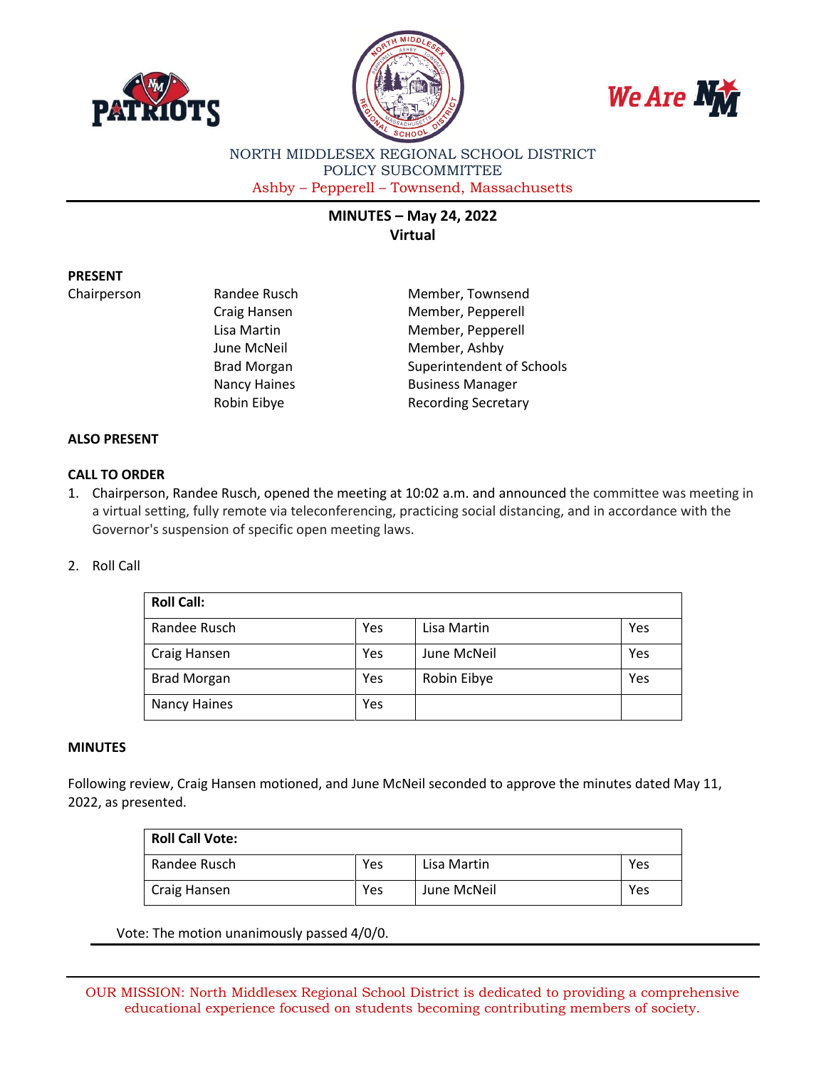NORTH MIDDLESEX REGIONAL SCHOOL DISTRICT
POLICY SUBCOMMITTEE
Ashby – Pepperell – Townsend, Massachusetts

# MINUTES – May 24, 2022
## Virtual

**PRESENT**

| | | |
|---|---|---|
| Chairperson | Randee Rusch | Member, Townsend |
| | Craig Hansen | Member, Pepperell |
| | Lisa Martin | Member, Pepperell |
| | June McNeil | Member, Ashby |
| | Brad Morgan | Superintendent of Schools |
| | Nancy Haines | Business Manager |
| | Robin Eibye | Recording Secretary |

**ALSO PRESENT**

**CALL TO ORDER**

1. Chairperson, Randee Rusch, opened the meeting at 10:02 a.m. and announced the committee was meeting in a virtual setting, fully remote via teleconferencing, practicing social distancing, and in accordance with the Governor's suspension of specific open meeting laws.

2. Roll Call

| Roll Call: | | | |
|---|---|---|---|
| Randee Rusch | Yes | Lisa Martin | Yes |
| Craig Hansen | Yes | June McNeil | Yes |
| Brad Morgan | Yes | Robin Eibye | Yes |
| Nancy Haines | Yes | | |

**MINUTES**

Following review, Craig Hansen motioned, and June McNeil seconded to approve the minutes dated May 11, 2022, as presented.

| Roll Call Vote: | | | |
|---|---|---|---|
| Randee Rusch | Yes | Lisa Martin | Yes |
| Craig Hansen | Yes | June McNeil | Yes |

Vote: The motion unanimously passed 4/0/0.

OUR MISSION: North Middlesex Regional School District is dedicated to providing a comprehensive educational experience focused on students becoming contributing members of society.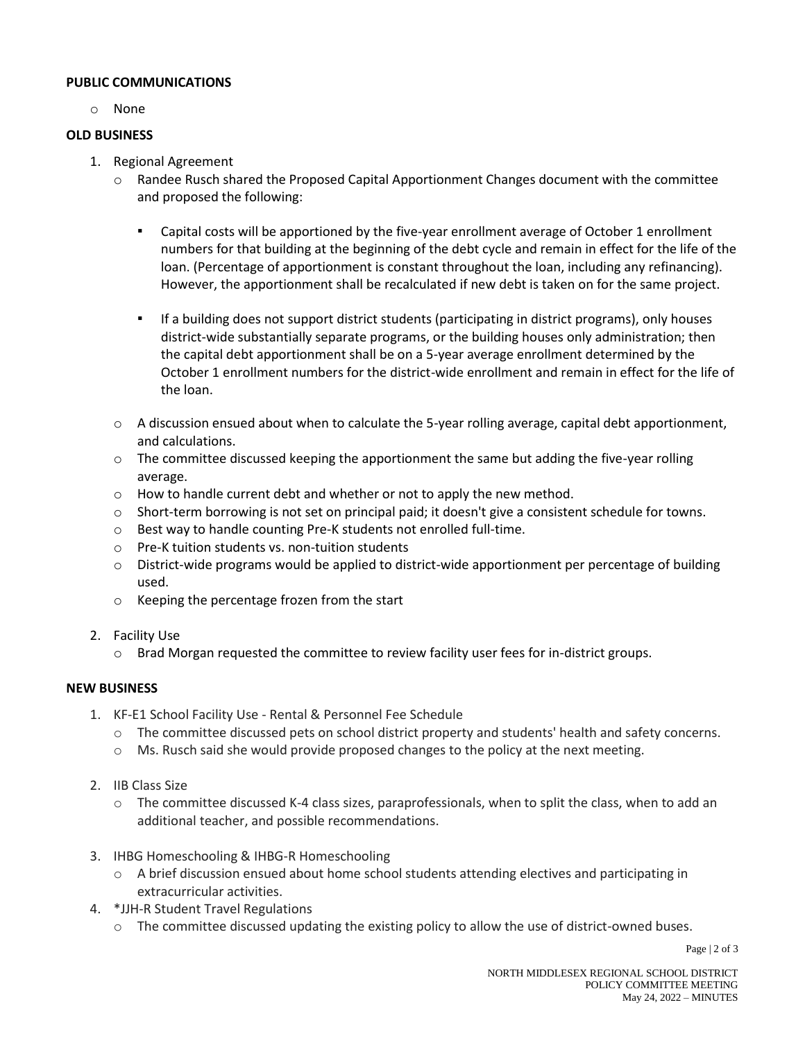**PUBLIC COMMUNICATIONS**

- None

**OLD BUSINESS**

1. Regional Agreement
   - Randee Rusch shared the Proposed Capital Apportionment Changes document with the committee and proposed the following:
     - Capital costs will be apportioned by the five-year enrollment average of October 1 enrollment numbers for that building at the beginning of the debt cycle and remain in effect for the life of the loan. (Percentage of apportionment is constant throughout the loan, including any refinancing). However, the apportionment shall be recalculated if new debt is taken on for the same project.
     - If a building does not support district students (participating in district programs), only houses district-wide substantially separate programs, or the building houses only administration; then the capital debt apportionment shall be on a 5-year average enrollment determined by the October 1 enrollment numbers for the district-wide enrollment and remain in effect for the life of the loan.
   - A discussion ensued about when to calculate the 5-year rolling average, capital debt apportionment, and calculations.
   - The committee discussed keeping the apportionment the same but adding the five-year rolling average.
   - How to handle current debt and whether or not to apply the new method.
   - Short-term borrowing is not set on principal paid; it doesn't give a consistent schedule for towns.
   - Best way to handle counting Pre-K students not enrolled full-time.
   - Pre-K tuition students vs. non-tuition students
   - District-wide programs would be applied to district-wide apportionment per percentage of building used.
   - Keeping the percentage frozen from the start

2. Facility Use
   - Brad Morgan requested the committee to review facility user fees for in-district groups.

**NEW BUSINESS**

1. KF-E1 School Facility Use - Rental & Personnel Fee Schedule
   - The committee discussed pets on school district property and students' health and safety concerns.
   - Ms. Rusch said she would provide proposed changes to the policy at the next meeting.

2. IIB Class Size
   - The committee discussed K-4 class sizes, paraprofessionals, when to split the class, when to add an additional teacher, and possible recommendations.

3. IHBG Homeschooling & IHBG-R Homeschooling
   - A brief discussion ensued about home school students attending electives and participating in extracurricular activities.
4. *JJH-R Student Travel Regulations
   - The committee discussed updating the existing policy to allow the use of district-owned buses.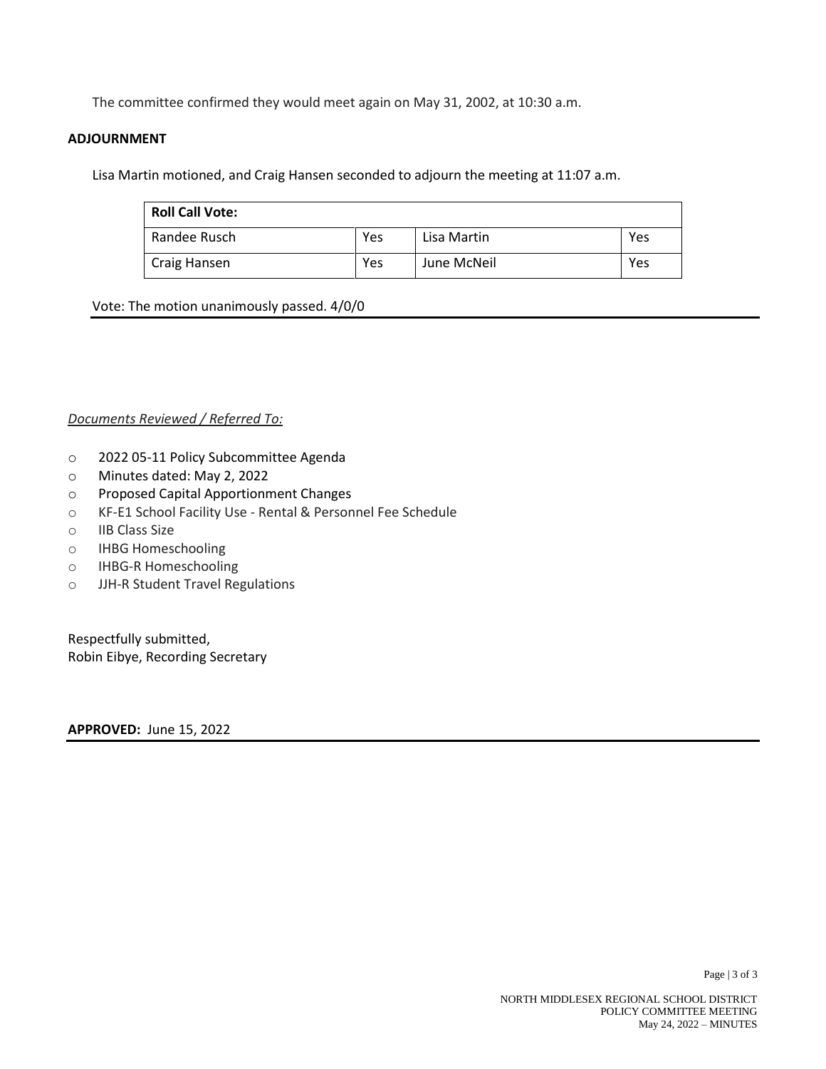The committee confirmed they would meet again on May 31, 2002, at 10:30 a.m.

**ADJOURNMENT**

Lisa Martin motioned, and Craig Hansen seconded to adjourn the meeting at 11:07 a.m.

| **Roll Call Vote:** | | | |
|---|---|---|---|
| Randee Rusch | Yes | Lisa Martin | Yes |
| Craig Hansen | Yes | June McNeil | Yes |

Vote: The motion unanimously passed. 4/0/0

*Documents Reviewed / Referred To:*

- 2022 05-11 Policy Subcommittee Agenda
- Minutes dated: May 2, 2022
- Proposed Capital Apportionment Changes
- KF-E1 School Facility Use - Rental & Personnel Fee Schedule
- IIB Class Size
- IHBG Homeschooling
- IHBG-R Homeschooling
- JJH-R Student Travel Regulations

Respectfully submitted,
Robin Eibye, Recording Secretary

**APPROVED:** June 15, 2022